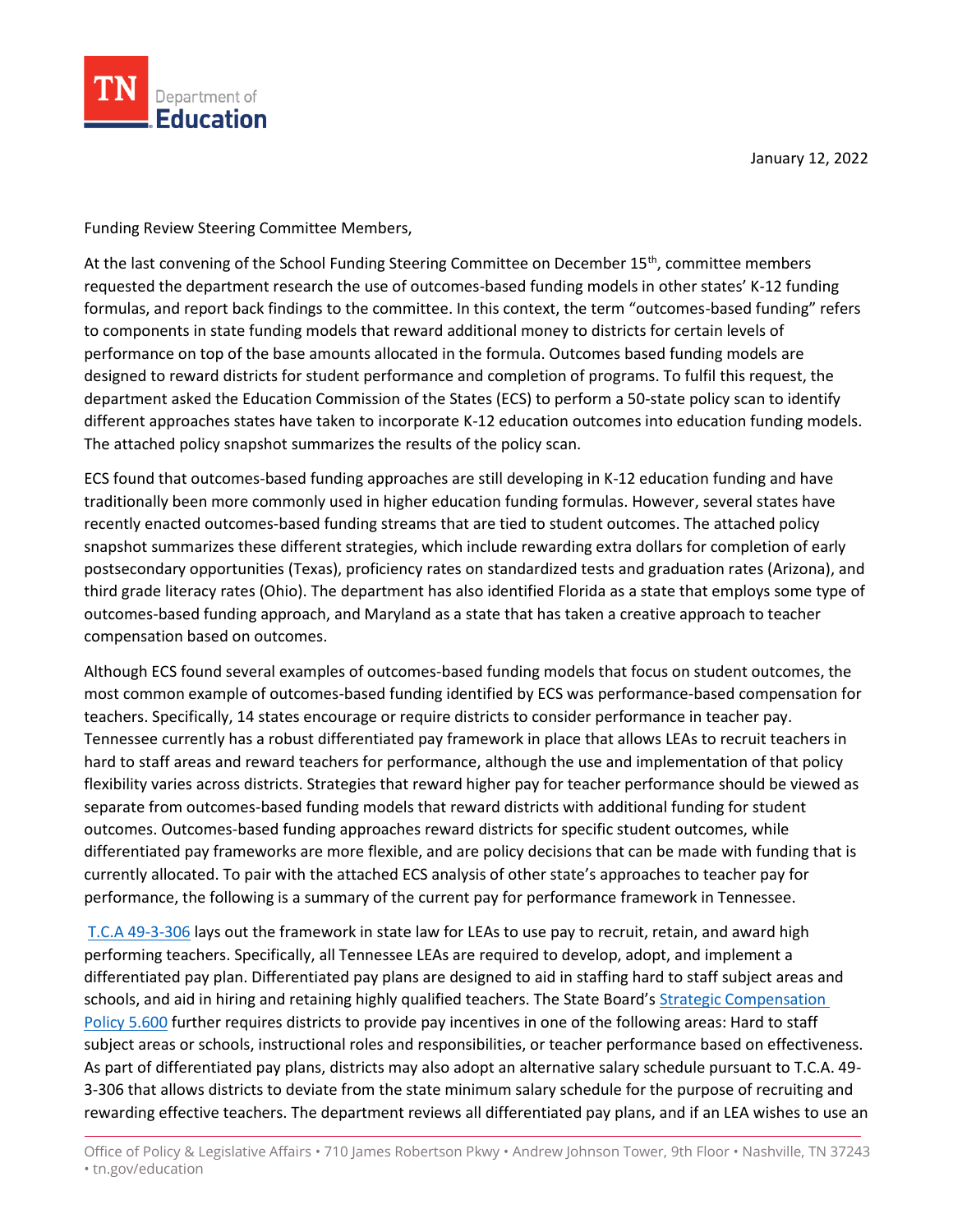January 12, 2022

Funding Review Steering Committee Members,

At the last convening of the School Funding Steering Committee on December 15th, committee members requested the department research the use of outcomes-based funding models in other states' K-12 funding formulas, and report back findings to the committee. In this context, the term "outcomes-based funding" refers to components in state funding models that reward additional money to districts for certain levels of performance on top of the base amounts allocated in the formula. Outcomes based funding models are designed to reward districts for student performance and completion of programs. To fulfil this request, the department asked the Education Commission of the States (ECS) to perform a 50-state policy scan to identify different approaches states have taken to incorporate K-12 education outcomes into education funding models. The attached policy snapshot summarizes the results of the policy scan.

ECS found that outcomes-based funding approaches are still developing in K-12 education funding and have traditionally been more commonly used in higher education funding formulas. However, several states have recently enacted outcomes-based funding streams that are tied to student outcomes. The attached policy snapshot summarizes these different strategies, which include rewarding extra dollars for completion of early postsecondary opportunities (Texas), proficiency rates on standardized tests and graduation rates (Arizona), and third grade literacy rates (Ohio). The department has also identified Florida as a state that employs some type of outcomes-based funding approach, and Maryland as a state that has taken a creative approach to teacher compensation based on outcomes.

Although ECS found several examples of outcomes-based funding models that focus on student outcomes, the most common example of outcomes-based funding identified by ECS was performance-based compensation for teachers. Specifically, 14 states encourage or require districts to consider performance in teacher pay. Tennessee currently has a robust differentiated pay framework in place that allows LEAs to recruit teachers in hard to staff areas and reward teachers for performance, although the use and implementation of that policy flexibility varies across districts. Strategies that reward higher pay for teacher performance should be viewed as separate from outcomes-based funding models that reward districts with additional funding for student outcomes. Outcomes-based funding approaches reward districts for specific student outcomes, while differentiated pay frameworks are more flexible, and are policy decisions that can be made with funding that is currently allocated. To pair with the attached ECS analysis of other state's approaches to teacher pay for performance, the following is a summary of the current pay for performance framework in Tennessee.

T.C.A 49-3-306 lays out the framework in state law for LEAs to use pay to recruit, retain, and award high performing teachers. Specifically, all Tennessee LEAs are required to develop, adopt, and implement a differentiated pay plan. Differentiated pay plans are designed to aid in staffing hard to staff subject areas and schools, and aid in hiring and retaining highly qualified teachers. The State Board's Strategic Compensation Policy 5.600 further requires districts to provide pay incentives in one of the following areas: Hard to staff subject areas or schools, instructional roles and responsibilities, or teacher performance based on effectiveness. As part of differentiated pay plans, districts may also adopt an alternative salary schedule pursuant to T.C.A. 49-3-306 that allows districts to deviate from the state minimum salary schedule for the purpose of recruiting and rewarding effective teachers. The department reviews all differentiated pay plans, and if an LEA wishes to use an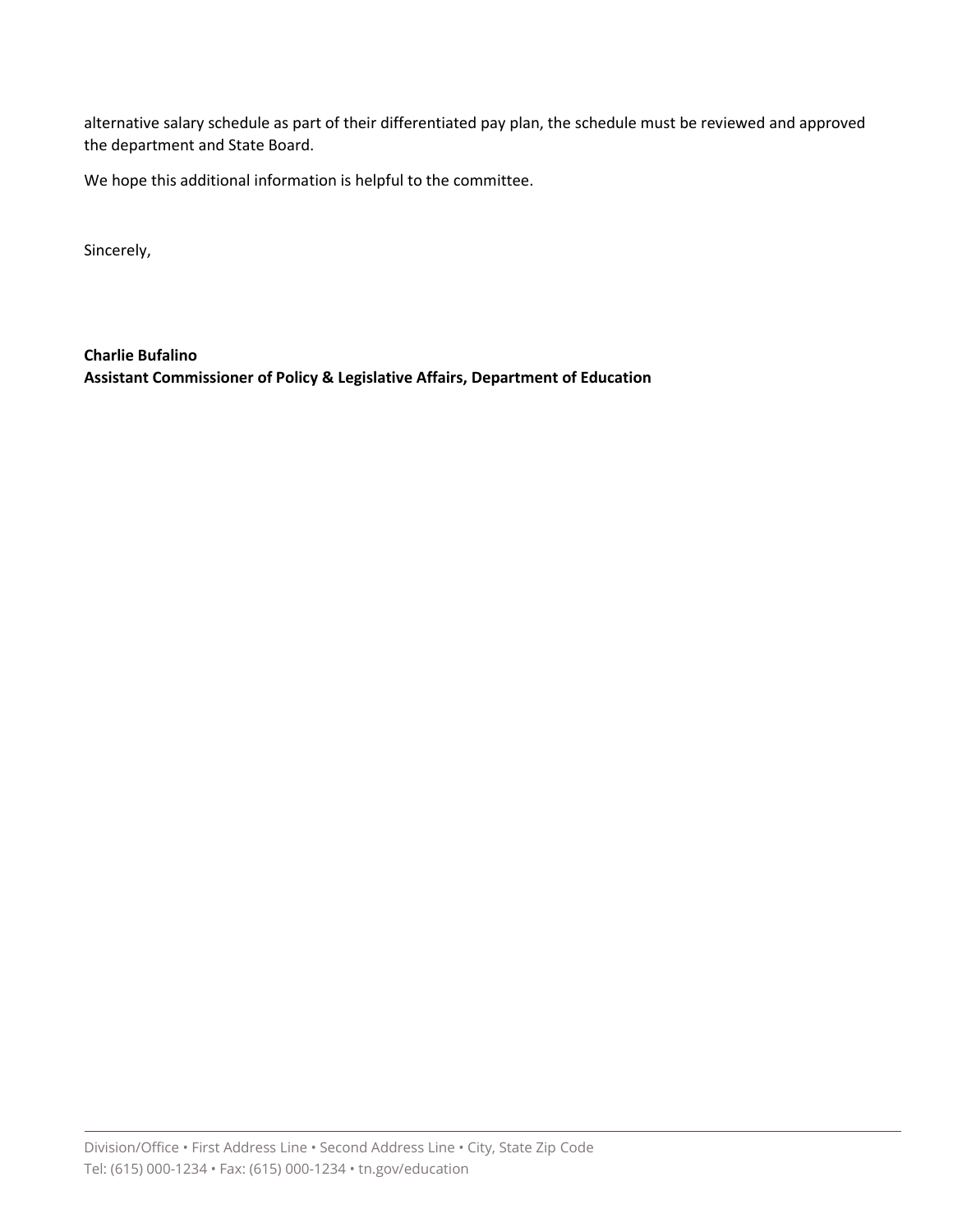alternative salary schedule as part of their differentiated pay plan, the schedule must be reviewed and approved the department and State Board.

We hope this additional information is helpful to the committee.

Sincerely,

**Charlie Bufalino**
**Assistant Commissioner of Policy & Legislative Affairs, Department of Education**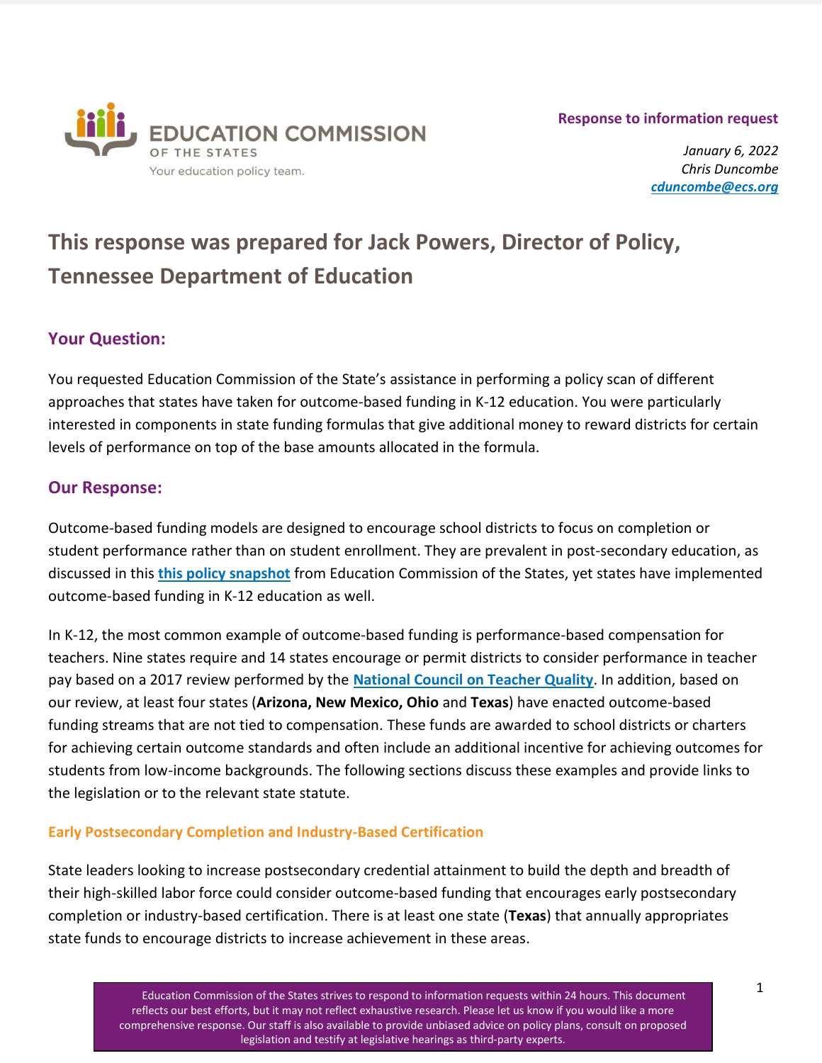Response to information request

*January 6, 2022*
*Chris Duncombe*
*cduncombe@ecs.org*

## This response was prepared for Jack Powers, Director of Policy, Tennessee Department of Education

### Your Question:

You requested Education Commission of the State's assistance in performing a policy scan of different approaches that states have taken for outcome-based funding in K-12 education. You were particularly interested in components in state funding formulas that give additional money to reward districts for certain levels of performance on top of the base amounts allocated in the formula.

### Our Response:

Outcome-based funding models are designed to encourage school districts to focus on completion or student performance rather than on student enrollment. They are prevalent in post-secondary education, as discussed in this [this policy snapshot](#) from Education Commission of the States, yet states have implemented outcome-based funding in K-12 education as well.

In K-12, the most common example of outcome-based funding is performance-based compensation for teachers. Nine states require and 14 states encourage or permit districts to consider performance in teacher pay based on a 2017 review performed by the [National Council on Teacher Quality](#). In addition, based on our review, at least four states (**Arizona, New Mexico, Ohio** and **Texas**) have enacted outcome-based funding streams that are not tied to compensation. These funds are awarded to school districts or charters for achieving certain outcome standards and often include an additional incentive for achieving outcomes for students from low-income backgrounds. The following sections discuss these examples and provide links to the legislation or to the relevant state statute.

#### Early Postsecondary Completion and Industry-Based Certification

State leaders looking to increase postsecondary credential attainment to build the depth and breadth of their high-skilled labor force could consider outcome-based funding that encourages early postsecondary completion or industry-based certification. There is at least one state (**Texas**) that annually appropriates state funds to encourage districts to increase achievement in these areas.

Education Commission of the States strives to respond to information requests within 24 hours. This document reflects our best efforts, but it may not reflect exhaustive research. Please let us know if you would like a more comprehensive response. Our staff is also available to provide unbiased advice on policy plans, consult on proposed legislation and testify at legislative hearings as third-party experts.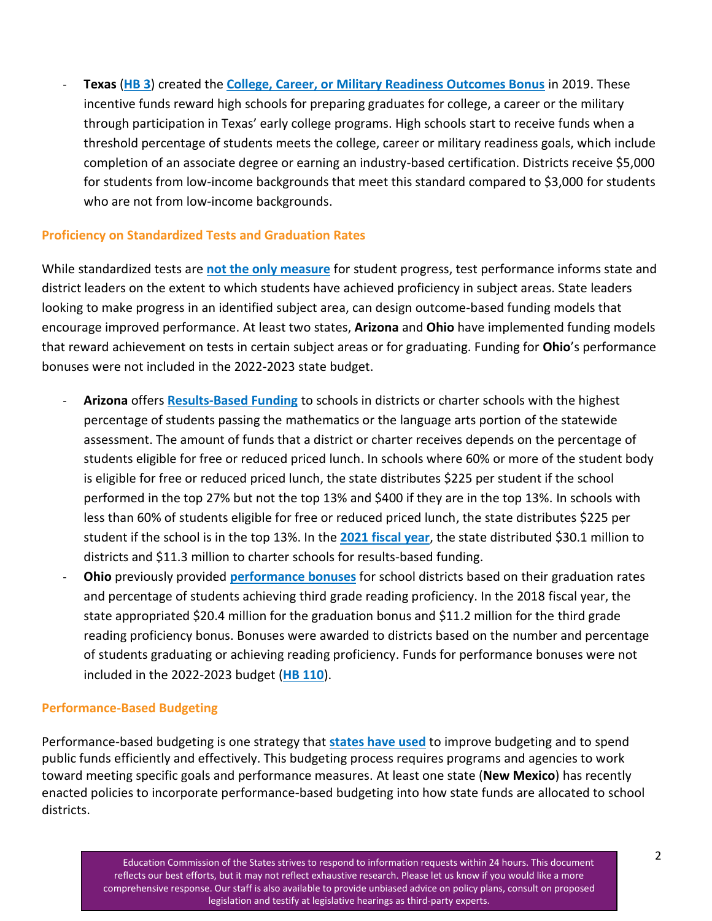- **Texas** (**HB 3**) created the **College, Career, or Military Readiness Outcomes Bonus** in 2019. These incentive funds reward high schools for preparing graduates for college, a career or the military through participation in Texas' early college programs. High schools start to receive funds when a threshold percentage of students meets the college, career or military readiness goals, which include completion of an associate degree or earning an industry-based certification. Districts receive $5,000 for students from low-income backgrounds that meet this standard compared to $3,000 for students who are not from low-income backgrounds.

### Proficiency on Standardized Tests and Graduation Rates

While standardized tests are **not the only measure** for student progress, test performance informs state and district leaders on the extent to which students have achieved proficiency in subject areas. State leaders looking to make progress in an identified subject area, can design outcome-based funding models that encourage improved performance. At least two states, **Arizona** and **Ohio** have implemented funding models that reward achievement on tests in certain subject areas or for graduating. Funding for **Ohio**'s performance bonuses were not included in the 2022-2023 state budget.

- **Arizona** offers **Results-Based Funding** to schools in districts or charter schools with the highest percentage of students passing the mathematics or the language arts portion of the statewide assessment. The amount of funds that a district or charter receives depends on the percentage of students eligible for free or reduced priced lunch. In schools where 60% or more of the student body is eligible for free or reduced priced lunch, the state distributes $225 per student if the school performed in the top 27% but not the top 13% and $400 if they are in the top 13%. In schools with less than 60% of students eligible for free or reduced priced lunch, the state distributes $225 per student if the school is in the top 13%. In the **2021 fiscal year**, the state distributed $30.1 million to districts and $11.3 million to charter schools for results-based funding.
- **Ohio** previously provided **performance bonuses** for school districts based on their graduation rates and percentage of students achieving third grade reading proficiency. In the 2018 fiscal year, the state appropriated $20.4 million for the graduation bonus and $11.2 million for the third grade reading proficiency bonus. Bonuses were awarded to districts based on the number and percentage of students graduating or achieving reading proficiency. Funds for performance bonuses were not included in the 2022-2023 budget (**HB 110**).

### Performance-Based Budgeting

Performance-based budgeting is one strategy that **states have used** to improve budgeting and to spend public funds efficiently and effectively. This budgeting process requires programs and agencies to work toward meeting specific goals and performance measures. At least one state (**New Mexico**) has recently enacted policies to incorporate performance-based budgeting into how state funds are allocated to school districts.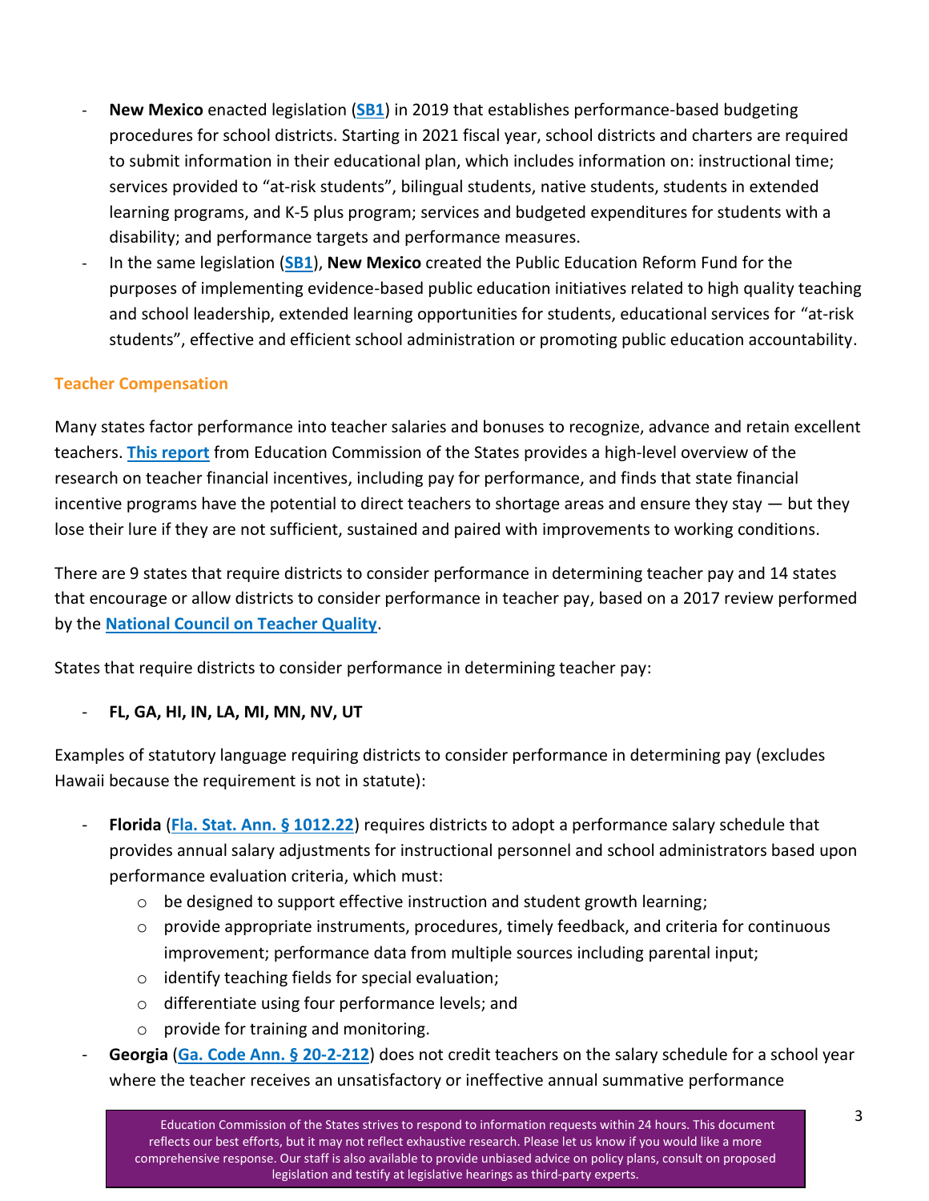- **New Mexico** enacted legislation (**SB1**) in 2019 that establishes performance-based budgeting procedures for school districts. Starting in 2021 fiscal year, school districts and charters are required to submit information in their educational plan, which includes information on: instructional time; services provided to "at-risk students", bilingual students, native students, students in extended learning programs, and K-5 plus program; services and budgeted expenditures for students with a disability; and performance targets and performance measures.
- In the same legislation (**SB1**), **New Mexico** created the Public Education Reform Fund for the purposes of implementing evidence-based public education initiatives related to high quality teaching and school leadership, extended learning opportunities for students, educational services for "at-risk students", effective and efficient school administration or promoting public education accountability.

### Teacher Compensation

Many states factor performance into teacher salaries and bonuses to recognize, advance and retain excellent teachers. **This report** from Education Commission of the States provides a high-level overview of the research on teacher financial incentives, including pay for performance, and finds that state financial incentive programs have the potential to direct teachers to shortage areas and ensure they stay — but they lose their lure if they are not sufficient, sustained and paired with improvements to working conditions.

There are 9 states that require districts to consider performance in determining teacher pay and 14 states that encourage or allow districts to consider performance in teacher pay, based on a 2017 review performed by the **National Council on Teacher Quality**.

States that require districts to consider performance in determining teacher pay:

- **FL, GA, HI, IN, LA, MI, MN, NV, UT**

Examples of statutory language requiring districts to consider performance in determining pay (excludes Hawaii because the requirement is not in statute):

- **Florida** (**Fla. Stat. Ann. § 1012.22**) requires districts to adopt a performance salary schedule that provides annual salary adjustments for instructional personnel and school administrators based upon performance evaluation criteria, which must:
  - be designed to support effective instruction and student growth learning;
  - provide appropriate instruments, procedures, timely feedback, and criteria for continuous improvement; performance data from multiple sources including parental input;
  - identify teaching fields for special evaluation;
  - differentiate using four performance levels; and
  - provide for training and monitoring.
- **Georgia** (**Ga. Code Ann. § 20-2-212**) does not credit teachers on the salary schedule for a school year where the teacher receives an unsatisfactory or ineffective annual summative performance

Education Commission of the States strives to respond to information requests within 24 hours. This document reflects our best efforts, but it may not reflect exhaustive research. Please let us know if you would like a more comprehensive response. Our staff is also available to provide unbiased advice on policy plans, consult on proposed legislation and testify at legislative hearings as third-party experts.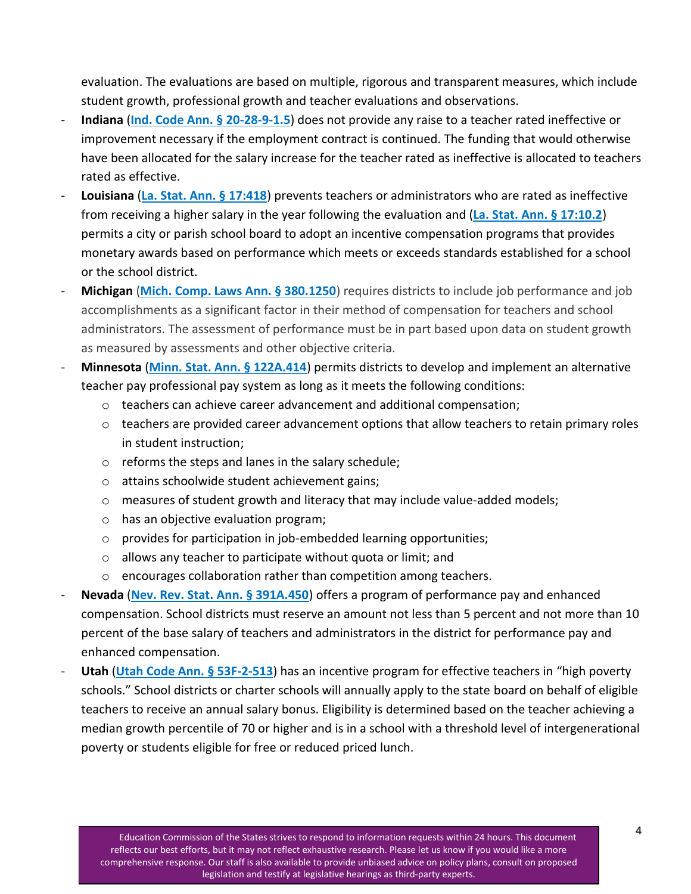evaluation. The evaluations are based on multiple, rigorous and transparent measures, which include student growth, professional growth and teacher evaluations and observations.

- **Indiana** ([Ind. Code Ann. § 20-28-9-1.5]) does not provide any raise to a teacher rated ineffective or improvement necessary if the employment contract is continued. The funding that would otherwise have been allocated for the salary increase for the teacher rated as ineffective is allocated to teachers rated as effective.
- **Louisiana** ([La. Stat. Ann. § 17:418]) prevents teachers or administrators who are rated as ineffective from receiving a higher salary in the year following the evaluation and ([La. Stat. Ann. § 17:10.2]) permits a city or parish school board to adopt an incentive compensation programs that provides monetary awards based on performance which meets or exceeds standards established for a school or the school district.
- **Michigan** ([Mich. Comp. Laws Ann. § 380.1250]) requires districts to include job performance and job accomplishments as a significant factor in their method of compensation for teachers and school administrators. The assessment of performance must be in part based upon data on student growth as measured by assessments and other objective criteria.
- **Minnesota** ([Minn. Stat. Ann. § 122A.414]) permits districts to develop and implement an alternative teacher pay professional pay system as long as it meets the following conditions:
  - teachers can achieve career advancement and additional compensation;
  - teachers are provided career advancement options that allow teachers to retain primary roles in student instruction;
  - reforms the steps and lanes in the salary schedule;
  - attains schoolwide student achievement gains;
  - measures of student growth and literacy that may include value-added models;
  - has an objective evaluation program;
  - provides for participation in job-embedded learning opportunities;
  - allows any teacher to participate without quota or limit; and
  - encourages collaboration rather than competition among teachers.
- **Nevada** ([Nev. Rev. Stat. Ann. § 391A.450]) offers a program of performance pay and enhanced compensation. School districts must reserve an amount not less than 5 percent and not more than 10 percent of the base salary of teachers and administrators in the district for performance pay and enhanced compensation.
- **Utah** ([Utah Code Ann. § 53F-2-513]) has an incentive program for effective teachers in "high poverty schools." School districts or charter schools will annually apply to the state board on behalf of eligible teachers to receive an annual salary bonus. Eligibility is determined based on the teacher achieving a median growth percentile of 70 or higher and is in a school with a threshold level of intergenerational poverty or students eligible for free or reduced priced lunch.

Education Commission of the States strives to respond to information requests within 24 hours. This document reflects our best efforts, but it may not reflect exhaustive research. Please let us know if you would like a more comprehensive response. Our staff is also available to provide unbiased advice on policy plans, consult on proposed legislation and testify at legislative hearings as third-party experts.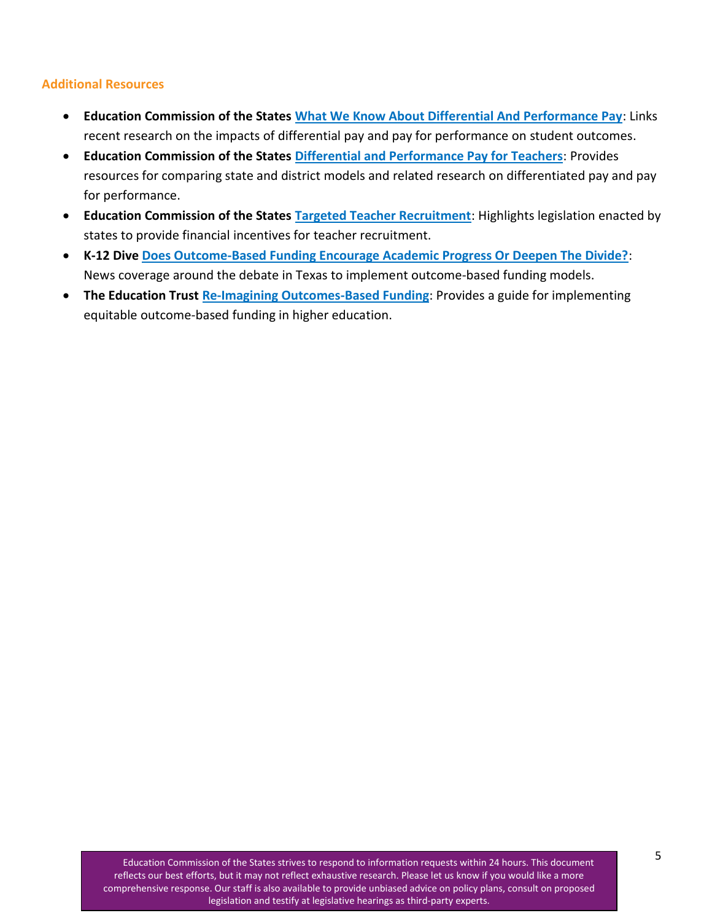## Additional Resources

- **Education Commission of the States** What We Know About Differential And Performance Pay: Links recent research on the impacts of differential pay and pay for performance on student outcomes.
- **Education Commission of the States** Differential and Performance Pay for Teachers: Provides resources for comparing state and district models and related research on differentiated pay and pay for performance.
- **Education Commission of the States** Targeted Teacher Recruitment: Highlights legislation enacted by states to provide financial incentives for teacher recruitment.
- **K-12 Dive** Does Outcome-Based Funding Encourage Academic Progress Or Deepen The Divide?: News coverage around the debate in Texas to implement outcome-based funding models.
- **The Education Trust** Re-Imagining Outcomes-Based Funding: Provides a guide for implementing equitable outcome-based funding in higher education.